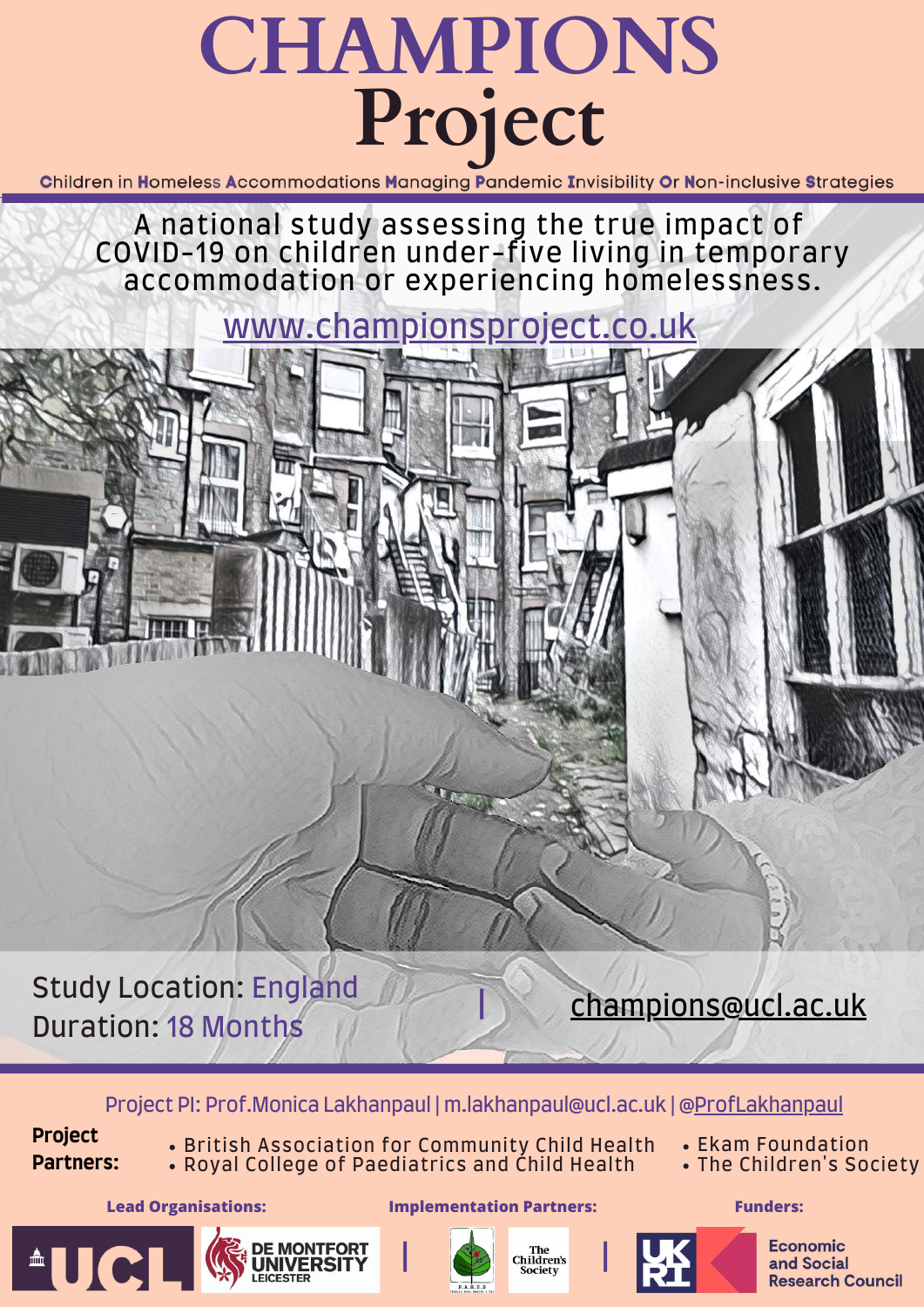# CHAMPIONS Project

**C**hildren in **H**omeless **A**ccommodations **M**anaging **P**andemic **I**nvisibility **O**r **N**on-inclusive **S**trategies

A national study assessing the true impact of COVID-19 on children under-five living in temporary accommodation or experiencing homelessness.

www.championsproject.co.uk

Study Location: England
Duration: 18 Months

champions@ucl.ac.uk

Project PI: Prof.Monica Lakhanpaul | m.lakhanpaul@ucl.ac.uk | @ProfLakhanpaul

**Project Partners:**

- British Association for Community Child Health
- Royal College of Paediatrics and Child Health
- Ekam Foundation
- The Children's Society

**Lead Organisations:** UCL | De Montfort University Leicester

**Implementation Partners:** P.A.H.U.S | The Children's Society

**Funders:** UKRI Economic and Social Research Council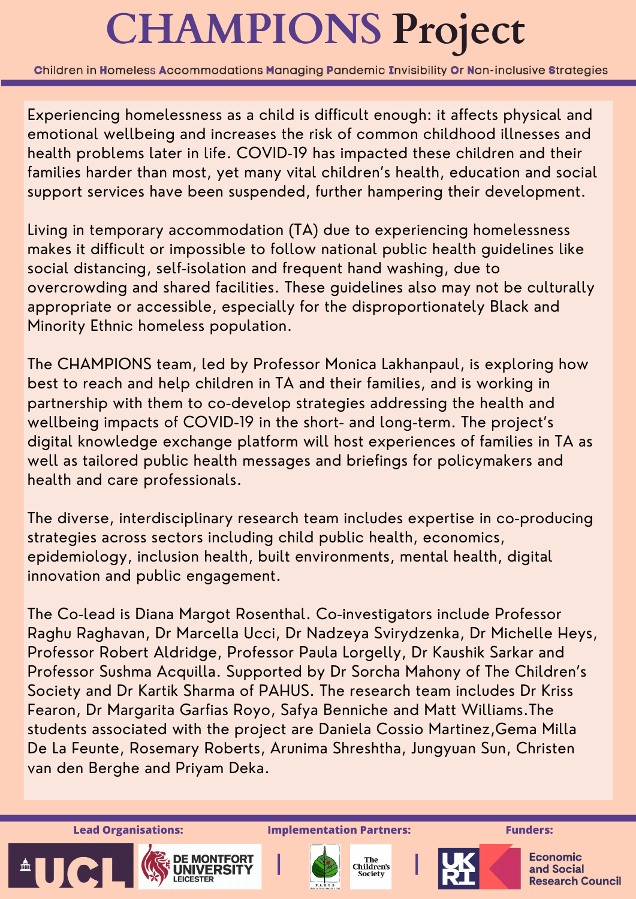# CHAMPIONS Project

**C**hildren in **H**omeless **A**ccommodations **M**anaging **P**andemic **I**nvisibility **O**r **N**on-inclusive **S**trategies

Experiencing homelessness as a child is difficult enough: it affects physical and emotional wellbeing and increases the risk of common childhood illnesses and health problems later in life. COVID-19 has impacted these children and their families harder than most, yet many vital children's health, education and social support services have been suspended, further hampering their development.

Living in temporary accommodation (TA) due to experiencing homelessness makes it difficult or impossible to follow national public health guidelines like social distancing, self-isolation and frequent hand washing, due to overcrowding and shared facilities. These guidelines also may not be culturally appropriate or accessible, especially for the disproportionately Black and Minority Ethnic homeless population.

The CHAMPIONS team, led by Professor Monica Lakhanpaul, is exploring how best to reach and help children in TA and their families, and is working in partnership with them to co-develop strategies addressing the health and wellbeing impacts of COVID-19 in the short- and long-term. The project's digital knowledge exchange platform will host experiences of families in TA as well as tailored public health messages and briefings for policymakers and health and care professionals.

The diverse, interdisciplinary research team includes expertise in co-producing strategies across sectors including child public health, economics, epidemiology, inclusion health, built environments, mental health, digital innovation and public engagement.

The Co-lead is Diana Margot Rosenthal. Co-investigators include Professor Raghu Raghavan, Dr Marcella Ucci, Dr Nadzeya Svirydzenka, Dr Michelle Heys, Professor Robert Aldridge, Professor Paula Lorgelly, Dr Kaushik Sarkar and Professor Sushma Acquilla. Supported by Dr Sorcha Mahony of The Children's Society and Dr Kartik Sharma of PAHUS. The research team includes Dr Kriss Fearon, Dr Margarita Garfias Royo, Safya Benniche and Matt Williams.The students associated with the project are Daniela Cossio Martinez,Gema Milla De La Feunte, Rosemary Roberts, Arunima Shreshtha, Jungyuan Sun, Christen van den Berghe and Priyam Deka.

**Lead Organisations:** UCL | De Montfort University Leicester

**Implementation Partners:** P.A.H.U.S | The Children's Society

**Funders:** UKRI | Economic and Social Research Council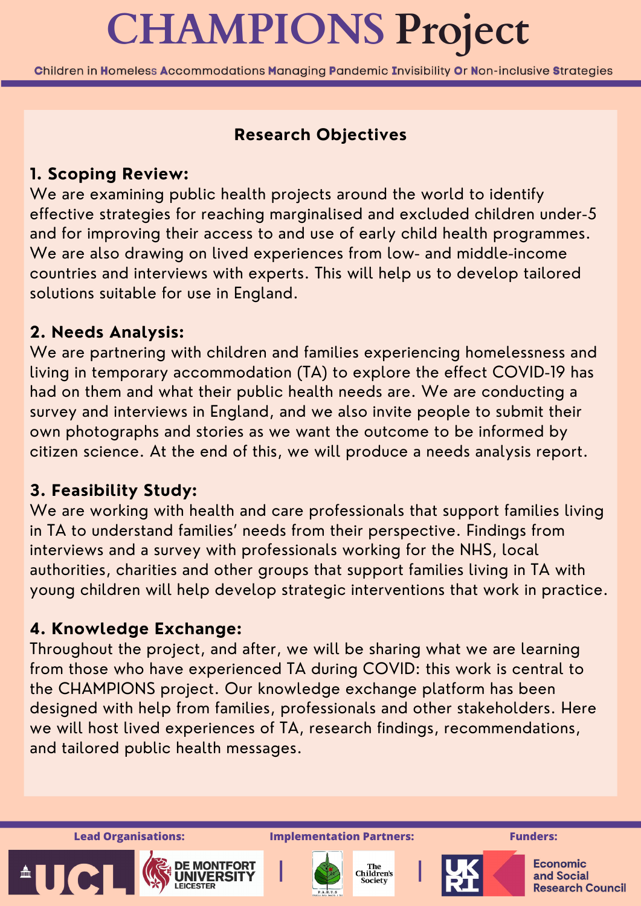# CHAMPIONS Project

Children in Homeless Accommodations Managing Pandemic Invisibility Or Non-inclusive Strategies

## Research Objectives

### 1. Scoping Review:

We are examining public health projects around the world to identify effective strategies for reaching marginalised and excluded children under-5 and for improving their access to and use of early child health programmes. We are also drawing on lived experiences from low- and middle-income countries and interviews with experts. This will help us to develop tailored solutions suitable for use in England.

### 2. Needs Analysis:

We are partnering with children and families experiencing homelessness and living in temporary accommodation (TA) to explore the effect COVID-19 has had on them and what their public health needs are. We are conducting a survey and interviews in England, and we also invite people to submit their own photographs and stories as we want the outcome to be informed by citizen science. At the end of this, we will produce a needs analysis report.

### 3. Feasibility Study:

We are working with health and care professionals that support families living in TA to understand families' needs from their perspective. Findings from interviews and a survey with professionals working for the NHS, local authorities, charities and other groups that support families living in TA with young children will help develop strategic interventions that work in practice.

### 4. Knowledge Exchange:

Throughout the project, and after, we will be sharing what we are learning from those who have experienced TA during COVID: this work is central to the CHAMPIONS project. Our knowledge exchange platform has been designed with help from families, professionals and other stakeholders. Here we will host lived experiences of TA, research findings, recommendations, and tailored public health messages.

**Lead Organisations:** UCL | De Montfort University Leicester

**Implementation Partners:** P.A.H.U.S | The Children's Society

**Funders:** UKRI | Economic and Social Research Council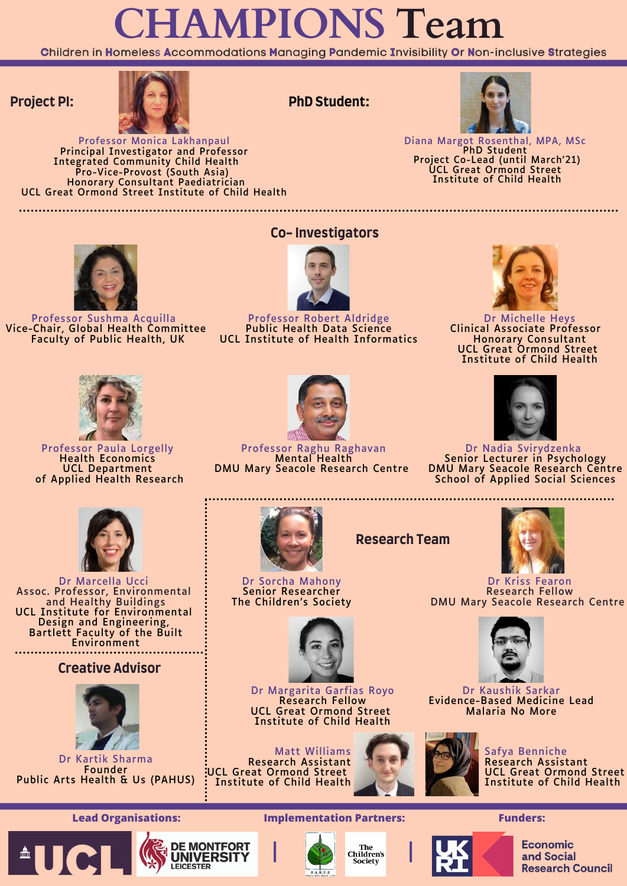# CHAMPIONS Team

**C**hildren in **H**omeless **A**ccommodations **M**anaging **P**andemic **I**nvisibility **O**r **N**on-inclusive **S**trategies

## Project PI:

Professor Monica Lakhanpaul
Principal Investigator and Professor
Integrated Community Child Health
Pro-Vice-Provost (South Asia)
Honorary Consultant Paediatrician
UCL Great Ormond Street Institute of Child Health

## PhD Student:

Diana Margot Rosenthal, MPA, MSc
PhD Student
Project Co-Lead (until March'21)
UCL Great Ormond Street
Institute of Child Health

## Co- Investigators

Professor Sushma Acquilla
Vice-Chair, Global Health Committee
Faculty of Public Health, UK

Professor Robert Aldridge
Public Health Data Science
UCL Institute of Health Informatics

Dr Michelle Heys
Clinical Associate Professor
Honorary Consultant
UCL Great Ormond Street
Institute of Child Health

Professor Paula Lorgelly
Health Economics
UCL Department
of Applied Health Research

Professor Raghu Raghavan
Mental Health
DMU Mary Seacole Research Centre

Dr Nadia Svirydzenka
Senior Lecturer in Psychology
DMU Mary Seacole Research Centre
School of Applied Social Sciences

Dr Marcella Ucci
Assoc. Professor, Environmental and Healthy Buildings
UCL Institute for Environmental Design and Engineering,
Bartlett Faculty of the Built Environment

## Creative Advisor

Dr Kartik Sharma
Founder
Public Arts Health & Us (PAHUS)

## Research Team

Dr Sorcha Mahony
Senior Researcher
The Children's Society

Dr Kriss Fearon
Research Fellow
DMU Mary Seacole Research Centre

Dr Margarita Garfias Royo
Research Fellow
UCL Great Ormond Street
Institute of Child Health

Dr Kaushik Sarkar
Evidence-Based Medicine Lead
Malaria No More

Matt Williams
Research Assistant
UCL Great Ormond Street
Institute of Child Health

Safya Benniche
Research Assistant
UCL Great Ormond Street
Institute of Child Health

**Lead Organisations:** UCL | De Montfort University Leicester

**Implementation Partners:** P.A.H.U.S | The Children's Society

**Funders:** UKRI Economic and Social Research Council